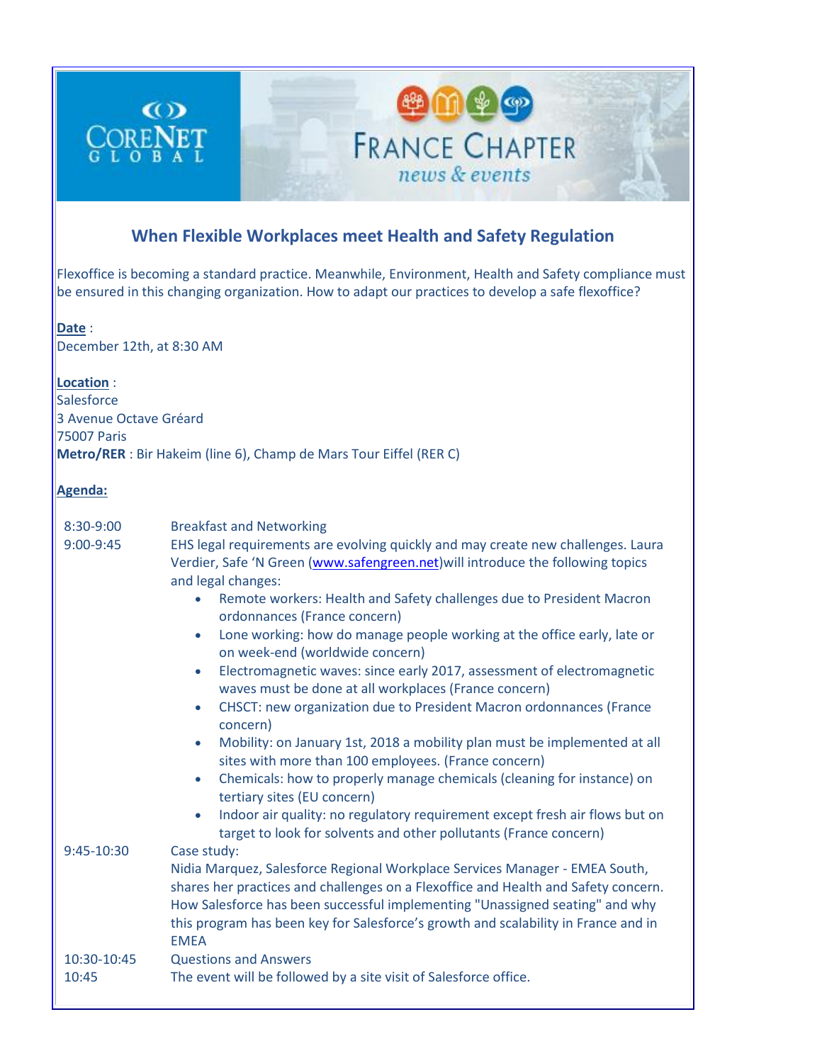CoreNet Global

France Chapter news & events

## When Flexible Workplaces meet Health and Safety Regulation

Flexoffice is becoming a standard practice. Meanwhile, Environment, Health and Safety compliance must be ensured in this changing organization. How to adapt our practices to develop a safe flexoffice?

**Date** :
December 12th, at 8:30 AM

**Location** :
Salesforce
3 Avenue Octave Gréard
75007 Paris
**Metro/RER** : Bir Hakeim (line 6), Champ de Mars Tour Eiffel (RER C)

**Agenda:**

| | |
|---|---|
| 8:30-9:00 | Breakfast and Networking |
| 9:00-9:45 | EHS legal requirements are evolving quickly and may create new challenges. Laura Verdier, Safe 'N Green (www.safengreen.net)will introduce the following topics and legal changes:<br>• Remote workers: Health and Safety challenges due to President Macron ordonnances (France concern)<br>• Lone working: how do manage people working at the office early, late or on week-end (worldwide concern)<br>• Electromagnetic waves: since early 2017, assessment of electromagnetic waves must be done at all workplaces (France concern)<br>• CHSCT: new organization due to President Macron ordonnances (France concern)<br>• Mobility: on January 1st, 2018 a mobility plan must be implemented at all sites with more than 100 employees. (France concern)<br>• Chemicals: how to properly manage chemicals (cleaning for instance) on tertiary sites (EU concern)<br>• Indoor air quality: no regulatory requirement except fresh air flows but on target to look for solvents and other pollutants (France concern) |
| 9:45-10:30 | Case study:<br>Nidia Marquez, Salesforce Regional Workplace Services Manager - EMEA South, shares her practices and challenges on a Flexoffice and Health and Safety concern. How Salesforce has been successful implementing "Unassigned seating" and why this program has been key for Salesforce's growth and scalability in France and in EMEA |
| 10:30-10:45 | Questions and Answers |
| 10:45 | The event will be followed by a site visit of Salesforce office. |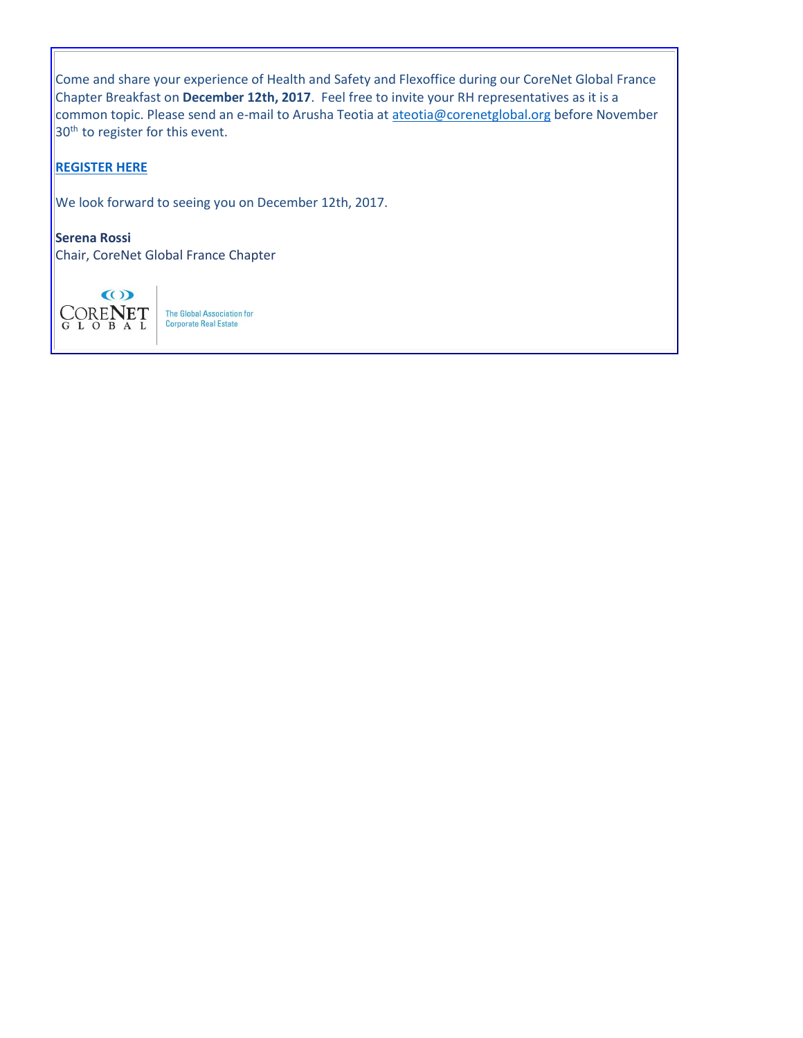Come and share your experience of Health and Safety and Flexoffice during our CoreNet Global France Chapter Breakfast on **December 12th, 2017**. Feel free to invite your RH representatives as it is a common topic. Please send an e-mail to Arusha Teotia at ateotia@corenetglobal.org before November 30th to register for this event.

**REGISTER HERE**

We look forward to seeing you on December 12th, 2017.

**Serena Rossi**
Chair, CoreNet Global France Chapter

CORENET GLOBAL | The Global Association for Corporate Real Estate